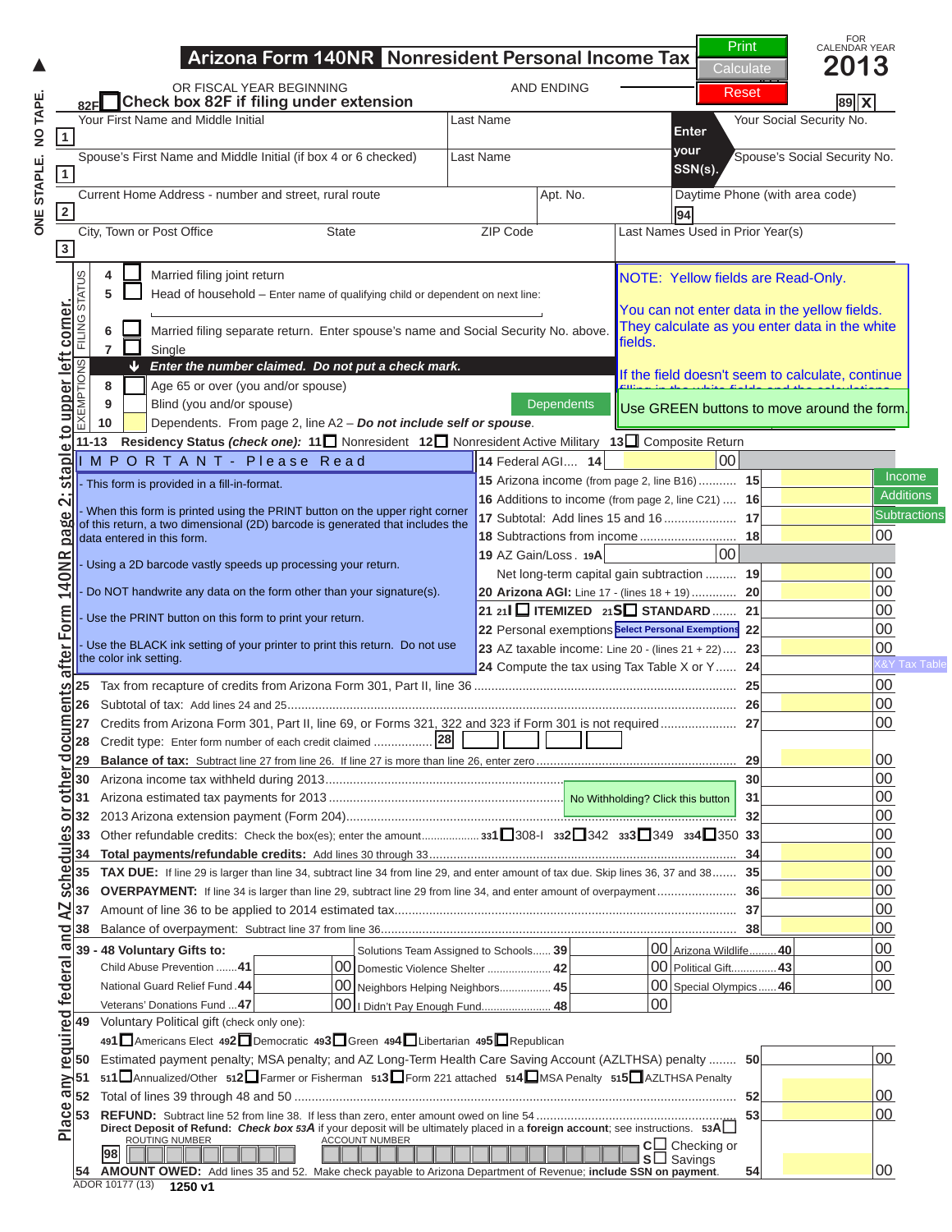# Arizona Form 140NR Nonresident Personal Income Tax

FOR CALENDAR YEAR **2013**

Print | Calculate | Reset

OR FISCAL YEAR BEGINNING AND ENDING

89 X

82F ☐ **Check box 82F if filing under extension**

ONE STAPLE. NO TAPE.

| | | | |
|---|---|---|---|
| 1 | Your First Name and Middle Initial | Last Name | Enter your SSN(s). Your Social Security No. |
| 1 | Spouse's First Name and Middle Initial (if box 4 or 6 checked) | Last Name | Spouse's Social Security No. |
| 2 | Current Home Address - number and street, rural route | Apt. No. | Daytime Phone (with area code) 94 |
| 3 | City, Town or Post Office / State / ZIP Code | | Last Names Used in Prior Year(s) |

**FILING STATUS**

- 4 ☐ Married filing joint return
- 5 ☐ Head of household – Enter name of qualifying child or dependent on next line:
- 6 ☐ Married filing separate return. Enter spouse's name and Social Security No. above.
- 7 ☐ Single

NOTE: Yellow fields are Read-Only.

You can not enter data in the yellow fields. They calculate as you enter data in the white fields.

If the field doesn't seem to calculate, continue filling in the white fields and the calculations...

Use GREEN buttons to move around the form.

**EXEMPTIONS** — ➜ ***Enter the number claimed. Do not put a check mark.***

- 8 Age 65 or over (you and/or spouse)
- 9 Blind (you and/or spouse)
- 10 Dependents. From page 2, line A2 – ***Do not include self or spouse***.

Dependents

**11-13 Residency Status *(check one):*** 11☐ Nonresident 12☐ Nonresident Active Military 13☐ Composite Return

**IMPORTANT - Please Read**

- This form is provided in a fill-in-format.
- When this form is printed using the PRINT button on the upper right corner of this return, a two dimensional (2D) barcode is generated that includes the data entered in this form.
- Using a 2D barcode vastly speeds up processing your return.
- Do NOT handwrite any data on the form other than your signature(s).
- Use the PRINT button on this form to print your return.
- Use the BLACK ink setting of your printer to print this return. Do not use the color ink setting.

| Line | Description | | Amount |
|---|---|---|---|
| 14 | Federal AGI.... | 14 | 00 |
| 15 | Arizona income (from page 2, line B16) | 15 | Income |
| 16 | Additions to income (from page 2, line C21) | 16 | Additions |
| 17 | Subtotal: Add lines 15 and 16 | 17 | Subtractions |
| 18 | Subtractions from income | 18 | 00 |
| 19 | AZ Gain/Loss. 19A ___ 00 Net long-term capital gain subtraction | 19 | 00 |
| 20 | **Arizona AGI:** Line 17 - (lines 18 + 19) | 20 | 00 |
| 21 | 21I ☐ ITEMIZED 21S☐ STANDARD | 21 | 00 |
| 22 | Personal exemptions [Select Personal Exemptions] | 22 | 00 |
| 23 | AZ taxable income: Line 20 - (lines 21 + 22) | 23 | 00 |
| 24 | Compute the tax using Tax Table X or Y | 24 | X&Y Tax Table |
| 25 | Tax from recapture of credits from Arizona Form 301, Part II, line 36 | 25 | 00 |
| 26 | Subtotal of tax: Add lines 24 and 25 | 26 | 00 |
| 27 | Credits from Arizona Form 301, Part II, line 69, or Forms 321, 322 and 323 if Form 301 is not required | 27 | 00 |
| 28 | Credit type: Enter form number of each credit claimed 28 ___ ___ ___ ___ | | |
| 29 | **Balance of tax:** Subtract line 27 from line 26. If line 27 is more than line 26, enter zero | 29 | 00 |
| 30 | Arizona income tax withheld during 2013 | 30 | 00 |
| 31 | Arizona estimated tax payments for 2013 [No Withholding? Click this button] | 31 | 00 |
| 32 | 2013 Arizona extension payment (Form 204) | 32 | 00 |
| 33 | Other refundable credits: Check the box(es); enter the amount 331☐308-I 332☐342 333☐349 334☐350 | 33 | 00 |
| 34 | **Total payments/refundable credits:** Add lines 30 through 33 | 34 | 00 |
| 35 | **TAX DUE:** If line 29 is larger than line 34, subtract line 34 from line 29, and enter amount of tax due. Skip lines 36, 37 and 38 | 35 | 00 |
| 36 | **OVERPAYMENT:** If line 34 is larger than line 29, subtract line 29 from line 34, and enter amount of overpayment | 36 | 00 |
| 37 | Amount of line 36 to be applied to 2014 estimated tax | 37 | 00 |
| 38 | Balance of overpayment: Subtract line 37 from line 36 | 38 | 00 |

**39 - 48 Voluntary Gifts to:**

| | | | |
|---|---|---|---|
| Child Abuse Prevention ....41 ___ 00 | Solutions Team Assigned to Schools...... 39 ___ 00 | Arizona Wildlife......... 40 | 00 |
| | Domestic Violence Shelter ............. 42 ___ 00 | Political Gift............. 43 | 00 |
| National Guard Relief Fund .44 ___ 00 | Neighbors Helping Neighbors.............. 45 ___ 00 | Special Olympics...... 46 | 00 |
| Veterans' Donations Fund ...47 ___ 00 | I Didn't Pay Enough Fund.................... 48 ___ 00 | | |

**49** Voluntary Political gift (check only one):
491☐Americans Elect 492☐Democratic 493☐Green 494☐Libertarian 495☐Republican

| Line | Description | | Amount |
|---|---|---|---|
| 50 | Estimated payment penalty; MSA penalty; and AZ Long-Term Health Care Saving Account (AZLTHSA) penalty | 50 | 00 |
| 51 | 511☐Annualized/Other 512☐Farmer or Fisherman 513☐Form 221 attached 514☐MSA Penalty 515☐AZLTHSA Penalty | | |
| 52 | Total of lines 39 through 48 and 50 | 52 | 00 |
| 53 | **REFUND:** Subtract line 52 from line 38. If less than zero, enter amount owed on line 54 | 53 | 00 |

**Direct Deposit of Refund:** ***Check box 53A*** if your deposit will be ultimately placed in a **foreign account**; see instructions. 53A☐

98 ROUTING NUMBER ___ ACCOUNT NUMBER ___ C☐ Checking or S☐ Savings

| Line | Description | | Amount |
|---|---|---|---|
| 54 | **AMOUNT OWED:** Add lines 35 and 52. Make check payable to Arizona Department of Revenue; **include SSN on payment**. | 54 | 00 |

Place any required federal and AZ schedules or other documents after Form 140NR page 2; staple to upper left corner.

ADOR 10177 (13) **1250 v1**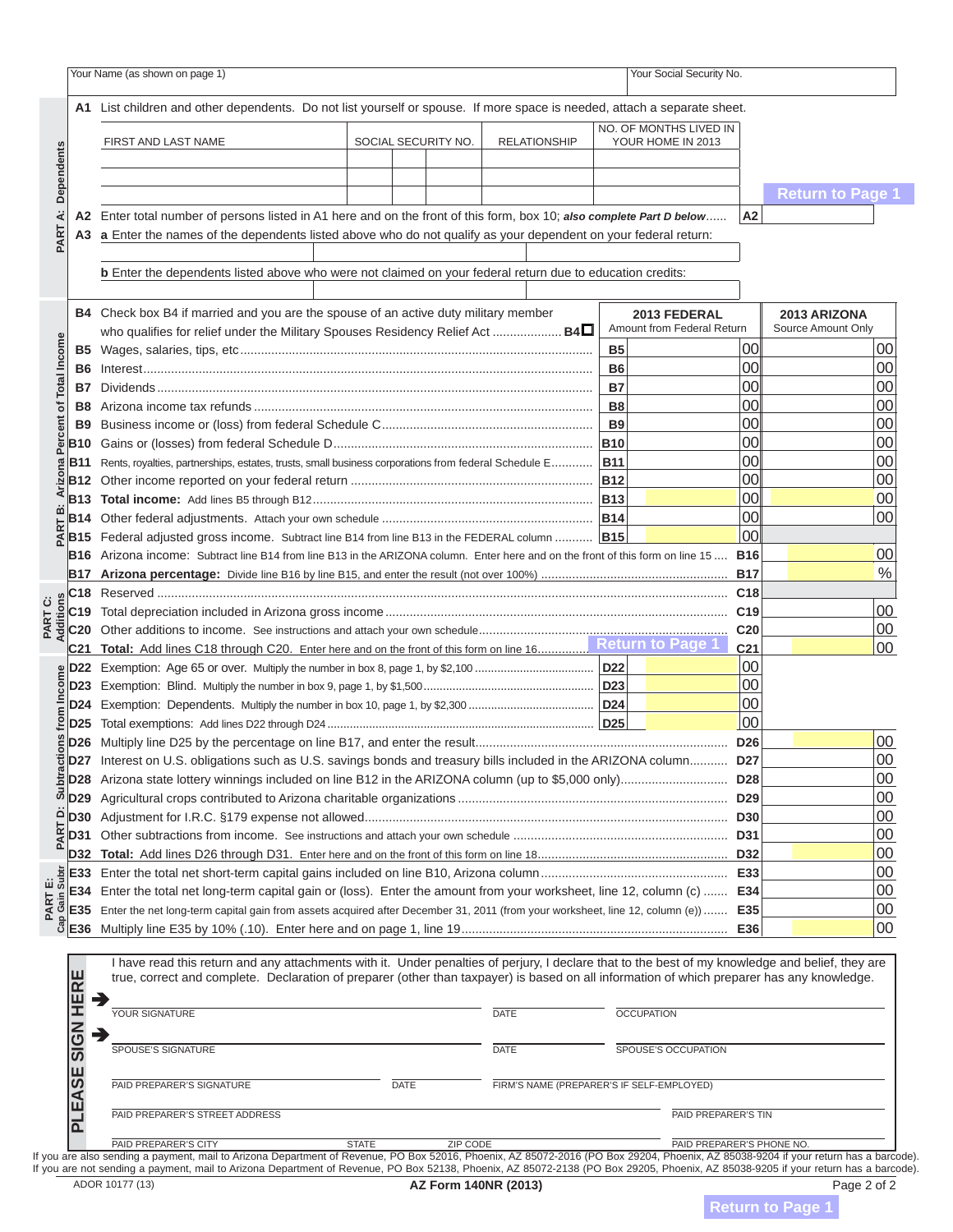| Your Name (as shown on page 1) | Your Social Security No. |
|---|---|
| | |

## PART A: Dependents

**A1** List children and other dependents. Do not list yourself or spouse. If more space is needed, attach a separate sheet.

| FIRST AND LAST NAME | SOCIAL SECURITY NO. | RELATIONSHIP | NO. OF MONTHS LIVED IN YOUR HOME IN 2013 |
|---|---|---|---|
| | | | |
| | | | |
| | | | |

Return to Page 1

**A2** Enter total number of persons listed in A1 here and on the front of this form, box 10; *also complete Part D below* ...... A2

**A3** **a** Enter the names of the dependents listed above who do not qualify as your dependent on your federal return:

**b** Enter the dependents listed above who were not claimed on your federal return due to education credits:

## PART B: Arizona Percent of Total Income

**B4** Check box B4 if married and you are the spouse of an active duty military member who qualifies for relief under the Military Spouses Residency Relief Act .................... B4 ☐

| Line | Description | | 2013 FEDERAL Amount from Federal Return | 2013 ARIZONA Source Amount Only |
|---|---|---|---|---|
| B5 | Wages, salaries, tips, etc | B5 | 00 | 00 |
| B6 | Interest | B6 | 00 | 00 |
| B7 | Dividends | B7 | 00 | 00 |
| B8 | Arizona income tax refunds | B8 | 00 | 00 |
| B9 | Business income or (loss) from federal Schedule C | B9 | 00 | 00 |
| B10 | Gains or (losses) from federal Schedule D | B10 | 00 | 00 |
| B11 | Rents, royalties, partnerships, estates, trusts, small business corporations from federal Schedule E | B11 | 00 | 00 |
| B12 | Other income reported on your federal return | B12 | 00 | 00 |
| B13 | **Total income:** Add lines B5 through B12 | B13 | 00 | 00 |
| B14 | Other federal adjustments. Attach your own schedule | B14 | 00 | 00 |
| B15 | Federal adjusted gross income. Subtract line B14 from line B13 in the FEDERAL column | B15 | 00 | |
| B16 | Arizona income: Subtract line B14 from line B13 in the ARIZONA column. Enter here and on the front of this form on line 15 | B16 | | 00 |
| B17 | **Arizona percentage:** Divide line B16 by line B15, and enter the result (not over 100%) | B17 | | % |

## PART C: Additions

| Line | Description | | Amount |
|---|---|---|---|
| C18 | Reserved | C18 | |
| C19 | Total depreciation included in Arizona gross income | C19 | 00 |
| C20 | Other additions to income. See instructions and attach your own schedule | C20 | 00 |
| C21 | **Total:** Add lines C18 through C20. Enter here and on the front of this form on line 16 | C21 | 00 |

Return to Page 1

## PART D: Subtractions from Income

| Line | Description | | Amount | | Amount |
|---|---|---|---|---|---|
| D22 | Exemption: Age 65 or over. Multiply the number in box 8, page 1, by $2,100 | D22 | 00 | | |
| D23 | Exemption: Blind. Multiply the number in box 9, page 1, by $1,500 | D23 | 00 | | |
| D24 | Exemption: Dependents. Multiply the number in box 10, page 1, by $2,300 | D24 | 00 | | |
| D25 | Total exemptions: Add lines D22 through D24 | D25 | 00 | | |
| D26 | Multiply line D25 by the percentage on line B17, and enter the result | | | D26 | 00 |
| D27 | Interest on U.S. obligations such as U.S. savings bonds and treasury bills included in the ARIZONA column | | | D27 | 00 |
| D28 | Arizona state lottery winnings included on line B12 in the ARIZONA column (up to $5,000 only) | | | D28 | 00 |
| D29 | Agricultural crops contributed to Arizona charitable organizations | | | D29 | 00 |
| D30 | Adjustment for I.R.C. §179 expense not allowed | | | D30 | 00 |
| D31 | Other subtractions from income. See instructions and attach your own schedule | | | D31 | 00 |
| D32 | **Total:** Add lines D26 through D31. Enter here and on the front of this form on line 18 | | | D32 | 00 |

## PART E: Cap Gain Subtr

| Line | Description | | Amount |
|---|---|---|---|
| E33 | Enter the total net short-term capital gains included on line B10, Arizona column | E33 | 00 |
| E34 | Enter the total net long-term capital gain or (loss). Enter the amount from your worksheet, line 12, column (c) | E34 | 00 |
| E35 | Enter the net long-term capital gain from assets acquired after December 31, 2011 (from your worksheet, line 12, column (e)) | E35 | 00 |
| E36 | Multiply line E35 by 10% (.10). Enter here and on page 1, line 19 | E36 | 00 |

## PLEASE SIGN HERE

I have read this return and any attachments with it. Under penalties of perjury, I declare that to the best of my knowledge and belief, they are true, correct and complete. Declaration of preparer (other than taxpayer) is based on all information of which preparer has any knowledge.

| ➔ YOUR SIGNATURE | DATE | OCCUPATION |
|---|---|---|
| ➔ SPOUSE'S SIGNATURE | DATE | SPOUSE'S OCCUPATION |

| PAID PREPARER'S SIGNATURE | DATE | FIRM'S NAME (PREPARER'S IF SELF-EMPLOYED) | |
|---|---|---|---|
| PAID PREPARER'S STREET ADDRESS | | | PAID PREPARER'S TIN |
| PAID PREPARER'S CITY | STATE | ZIP CODE | PAID PREPARER'S PHONE NO. |

If you are also sending a payment, mail to Arizona Department of Revenue, PO Box 52016, Phoenix, AZ 85072-2016 (PO Box 29204, Phoenix, AZ 85038-9204 if your return has a barcode).
If you are not sending a payment, mail to Arizona Department of Revenue, PO Box 52138, Phoenix, AZ 85072-2138 (PO Box 29205, Phoenix, AZ 85038-9205 if your return has a barcode).

ADOR 10177 (13) AZ Form 140NR (2013)

Return to Page 1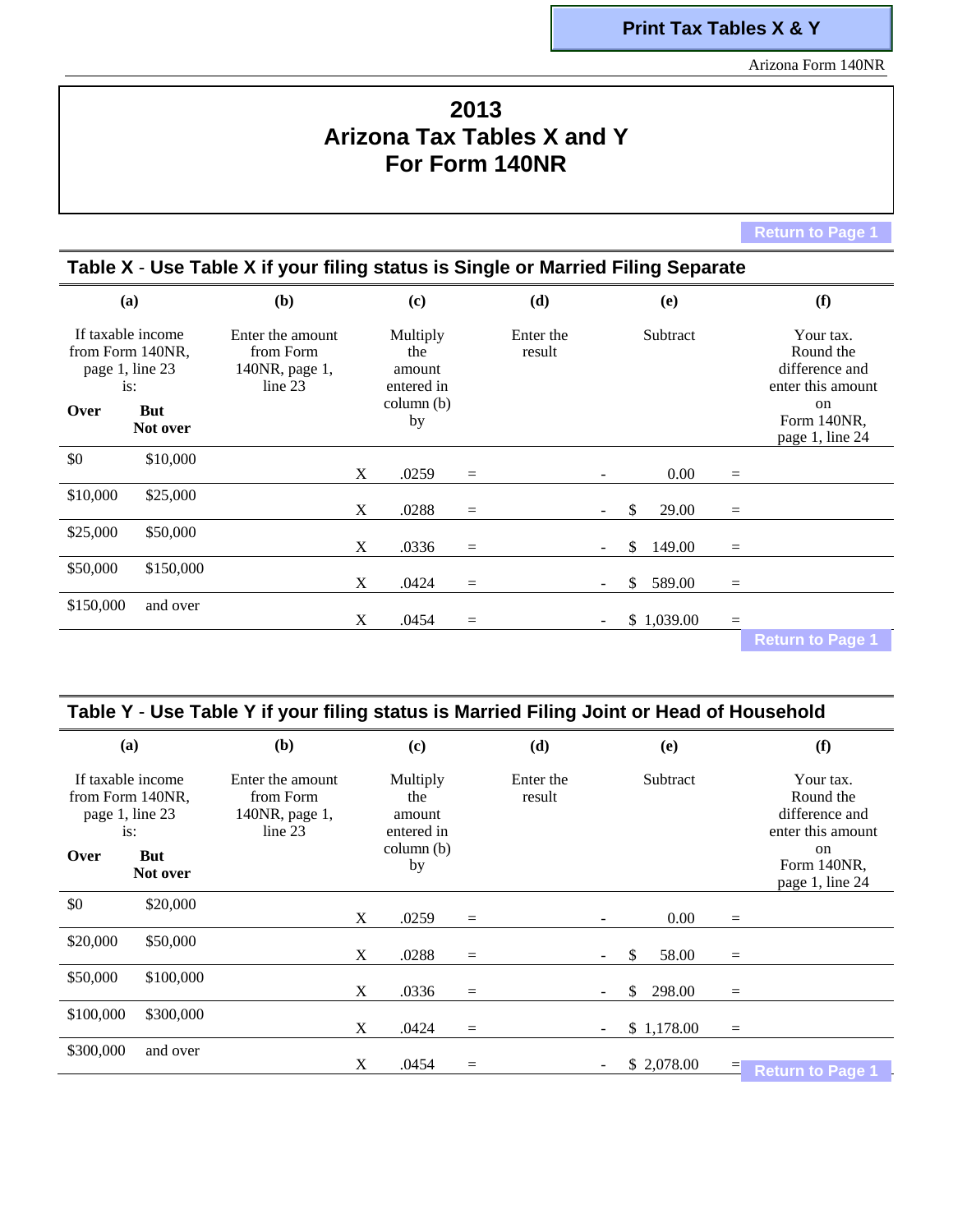Print Tax Tables X & Y

# 2013
# Arizona Tax Tables X and Y
# For Form 140NR

Return to Page 1

## Table X - Use Table X if your filing status is Single or Married Filing Separate

| (a) | | (b) | (c) | | (d) | (e) | | (f) |
|---|---|---|---|---|---|---|---|---|
| If taxable income from Form 140NR, page 1, line 23 is: | | Enter the amount from Form 140NR, page 1, line 23 | Multiply the amount entered in column (b) by | | Enter the result | Subtract | | Your tax. Round the difference and enter this amount on Form 140NR, page 1, line 24 |
| **Over** | **But Not over** | | | | | | | |
| $0 | $10,000 | | X .0259 | = | | - 0.00 | = | |
| $10,000 | $25,000 | | X .0288 | = | | - $ 29.00 | = | |
| $25,000 | $50,000 | | X .0336 | = | | - $ 149.00 | = | |
| $50,000 | $150,000 | | X .0424 | = | | - $ 589.00 | = | |
| $150,000 | and over | | X .0454 | = | | - $ 1,039.00 | = | |

Return to Page 1

## Table Y - Use Table Y if your filing status is Married Filing Joint or Head of Household

| (a) | | (b) | (c) | | (d) | (e) | | (f) |
|---|---|---|---|---|---|---|---|---|
| If taxable income from Form 140NR, page 1, line 23 is: | | Enter the amount from Form 140NR, page 1, line 23 | Multiply the amount entered in column (b) by | | Enter the result | Subtract | | Your tax. Round the difference and enter this amount on Form 140NR, page 1, line 24 |
| **Over** | **But Not over** | | | | | | | |
| $0 | $20,000 | | X .0259 | = | | - 0.00 | = | |
| $20,000 | $50,000 | | X .0288 | = | | - $ 58.00 | = | |
| $50,000 | $100,000 | | X .0336 | = | | - $ 298.00 | = | |
| $100,000 | $300,000 | | X .0424 | = | | - $ 1,178.00 | = | |
| $300,000 | and over | | X .0454 | = | | - $ 2,078.00 | = | |

Return to Page 1